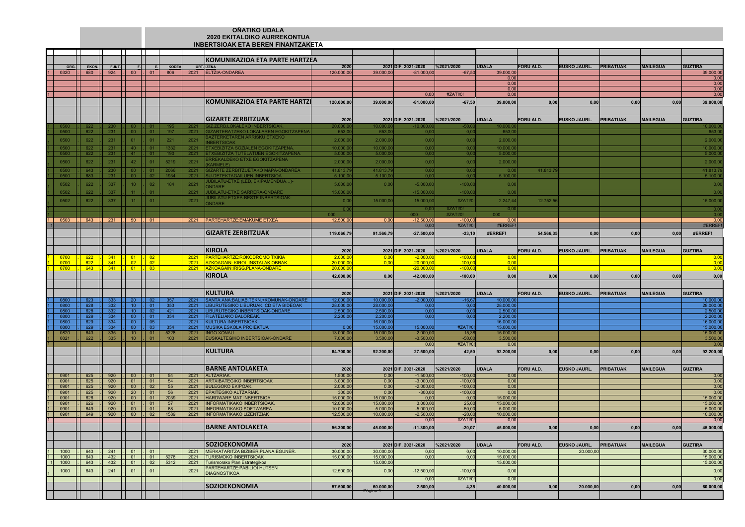# OÑATIKO UDALA
## 2020 EKITALDIKO AURREKONTUA
### INBERTSIOAK ETA BEREN FINANTZAKETA

### KOMUNIKAZIOA ETA PARTE HARTZEA

| ORG. | EKON. | FUNT. | F. | E. | KODEA | URT. | IZENA | 2020 | 2021 | DIF. 2021-2020 | %2021/2020 | UDALA | FORU ALD. | EUSKO JAURL. | PRIBATUAK | MAILEGUA | GUZTIRA |
|---|---|---|---|---|---|---|---|---|---|---|---|---|---|---|---|---|---|
| 0320 | 680 | 924 | 00 | 01 | 806 | 2021 | ELTZIA-ONDAREA | 120.000,00 | 39.000,00 | -81.000,00 | -67,50 | 39.000,00 | | | | | 39.000,00 |
| | | | | | | | | | | | | 0,00 | | | | | 0,00 |
| | | | | | | | | | | | | 0,00 | | | | | 0,00 |
| | | | | | | | | | | | | 0,00 | | | | | 0,00 |
| | | | | | | | | | | 0,00 | #ZATI/0! | 0,00 | | | | | 0,00 |
| | | | | | | | **KOMUNIKAZIOA ETA PARTE HARTZE** | **120.000,00** | **39.000,00** | **-81.000,00** | **-67,50** | **39.000,00** | **0,00** | **0,00** | **0,00** | **0,00** | **39.000,00** |

### GIZARTE ZERBITZUAK

| ORG. | EKON. | FUNT. | F. | E. | KODEA | URT. | IZENA | 2020 | 2021 | DIF. 2021-2020 | %2021/2020 | UDALA | FORU ALD. | EUSKO JAURL. | PRIBATUAK | MAILEGUA | GUZTIRA |
|---|---|---|---|---|---|---|---|---|---|---|---|---|---|---|---|---|---|
| 0500 | 622 | 230 | 00 | 01 | 195 | 2021 | GIZ.ZERB.LOKALEKO INBERTSIOAK. | 20.000,00 | 10.000,00 | -10.000,00 | -50,00 | 10.000,00 | | | | | 10.000,00 |
| 0500 | 622 | 231 | 00 | 01 | 197 | 2021 | GIZARTERATZEKO LOKALAREN EGOKITZAPENA | 653,00 | 653,00 | 0,00 | 0,00 | 653,00 | | | | | 653,00 |
| 0500 | 622 | 231 | 01 | 01 | 221 | 2021 | BAZTERKETAREN ARRISKU ETXEKO INBERTSIOAK | 2.000,00 | 2.000,00 | 0,00 | 0,00 | 2.000,00 | | | | | 2.000,00 |
| 0500 | 622 | 231 | 40 | 01 | 1332 | 2021 | ETXEBIZITZA SOZIALEN EGOKITZAPENA. | 10.000,00 | 10.000,00 | 0,00 | 0,00 | 10.000,00 | | | | | 10.000,00 |
| 0500 | 622 | 231 | 41 | 01 | 190 | 2021 | ETXEBIZITZA TUTELATUEN EGOKITZAPENA. | 5.000,00 | 5.000,00 | 0,00 | 0,00 | 5.000,00 | | | | | 5.000,00 |
| 0500 | 622 | 231 | 42 | 01 | 5219 | 2021 | ERREKALDEKO ETXE EGOKITZAPENA (KARMELE) | 2.000,00 | 2.000,00 | 0,00 | 0,00 | 2.000,00 | | | | | 2.000,00 |
| 0500 | 643 | 230 | 00 | 01 | 2066 | 2021 | GIZARTE ZERBITZUETAKO MAPA-ONDAREA | 41.813,79 | 41.813,79 | 0,00 | 0,00 | 0,00 | 41.813,79 | | | | 41.813,79 |
| 0500 | 683 | 231 | 00 | 02 | 1934 | 2021 | SU-DETEKTAGAILUEN INBERTSIOA | 5.100,00 | 5.100,00 | 0,00 | 0,00 | 5.100,00 | | | | | 5.100,00 |
| 0502 | 622 | 337 | 10 | 02 | 184 | 2021 | JUBILATU-ETXE (LED, EKIPAMENDUA…)-ONDARE | 5.000,00 | 0,00 | -5.000,00 | -100,00 | 0,00 | | | | | 0,00 |
| 0502 | 622 | 337 | 11 | 01 | | 2021 | JUBILATU-ETXE SARRERA-ONDARE | 15.000,00 | | -15.000,00 | -100,00 | 0,00 | | | | | 0,00 |
| 0502 | 622 | 337 | 11 | 01 | | 2021 | JUBILATU-ETXEA-BESTE INBERTSIOAK-ONDARE | 0,00 | 15.000,00 | 15.000,00 | #ZATI/0! | 2.247,44 | 12.752,56 | | | | 15.000,00 |
| | | | | | | | | 0,00 | | 0,00 | #ZATI/0! | 0,00 | | | | | 0,00 |
| | | | | | | | | 000 | | 000 | #ZATI/0! | 000 | | | | | 0,00 |
| 0503 | 643 | 231 | 50 | 01 | | 2021 | PARTEHARTZE:EMAKUME ETXEA | 12.500,00 | 0,00 | -12.500,00 | -100,00 | 0,00 | | | | | 0,00 |
| | | | | | | | | | | 0,00 | #ZATI/0! | #ERREF! | | | | | #ERREF! |
| | | | | | | | **GIZARTE ZERBITZUAK** | **119.066,79** | **91.566,79** | **-27.500,00** | **-23,10** | **#ERREF!** | **54.566,35** | **0,00** | **0,00** | **0,00** | **#ERREF!** |

### KIROLA

| ORG. | EKON. | FUNT. | F. | E. | KODEA | URT. | IZENA | 2020 | 2021 | DIF. 2021-2020 | %2021/2020 | UDALA | FORU ALD. | EUSKO JAURL. | PRIBATUAK | MAILEGUA | GUZTIRA |
|---|---|---|---|---|---|---|---|---|---|---|---|---|---|---|---|---|---|
| 0700 | 622 | 341 | 01 | 02 | | 2021 | PARTEHARTZE:ROKODROMO TXIKIA | 2.000,00 | 0,00 | -2.000,00 | -100,00 | 0,00 | | | | | 0,00 |
| 0700 | 622 | 341 | 02 | 02 | | 2021 | AZKOAGAIN: KIROL INSTALAK.OBRAK | 20.000,00 | 0,00 | -20.000,00 | -100,00 | 0,00 | | | | | 0,00 |
| 0700 | 643 | 341 | 01 | 03 | | 2021 | AZKOAGAIN:IRISG.PLANA-ONDARE | 20.000,00 | | -20.000,00 | -100,00 | 0,00 | | | | | 0,00 |
| | | | | | | | **KIROLA** | **42.000,00** | **0,00** | **-42.000,00** | **-100,00** | **0,00** | **0,00** | **0,00** | **0,00** | **0,00** | **0,00** |

### KULTURA

| ORG. | EKON. | FUNT. | F. | E. | KODEA | URT. | IZENA | 2020 | 2021 | DIF. 2021-2020 | %2021/2020 | UDALA | FORU ALD. | EUSKO JAURL. | PRIBATUAK | MAILEGUA | GUZTIRA |
|---|---|---|---|---|---|---|---|---|---|---|---|---|---|---|---|---|---|
| 0800 | 623 | 333 | 20 | 02 | 357 | 2021 | SANTA ANA:BALIAB.TEKN.+KOMUNAK-ONDARE | 12.000,00 | 10.000,00 | -2.000,00 | -16,67 | 10.000,00 | | | | | 10.000,00 |
| 0800 | 628 | 332 | 10 | 01 | 353 | 2021 | LIBURUTEGIKO LIBURUAK, CD ETA BIDEOAK | 28.000,00 | 28.000,00 | 0,00 | 0,00 | 28.000,00 | | | | | 28.000,00 |
| 0800 | 628 | 332 | 10 | 02 | 421 | 2021 | LIBURUTEGIKO INBERTSIOAK-ONDARE | 2.500,00 | 2.500,00 | 0,00 | 0,00 | 2.500,00 | | | | | 2.500,00 |
| 0800 | 629 | 334 | 00 | 01 | 354 | 2021 | FILATELIAKO BALOREAK. | 2.200,00 | 2.200,00 | 0,00 | 0,00 | 2.200,00 | | | | | 2.200,00 |
| 0800 | 629 | 334 | 00 | 05 | | 2021 | KULTURA INBERTSIOAK | | 16.000,00 | | | 16.000,00 | | | | | 16.000,00 |
| 0800 | 629 | 334 | 00 | 03 | 354 | 2021 | MUSIKA ESKOLA PROIEKTUA | 0,00 | 15.000,00 | 15.000,00 | #ZATI/0! | 15.000,00 | | | | | 15.000,00 |
| 0820 | 643 | 335 | 10 | 01 | 5228 | 2021 | INGO XONAU | 13.000,00 | 15.000,00 | 2.000,00 | 15,38 | 15.000,00 | | | | | 15.000,00 |
| 0821 | 622 | 335 | 10 | 01 | 103 | 2021 | EUSKALTEGIKO INBERTSIOAK-ONDARE | 7.000,00 | 3.500,00 | -3.500,00 | -50,00 | 3.500,00 | | | | | 3.500,00 |
| | | | | | | | | | | 0,00 | #ZATI/0! | 0,00 | | | | | 0,00 |
| | | | | | | | **KULTURA** | **64.700,00** | **92.200,00** | **27.500,00** | **42,50** | **92.200,00** | **0,00** | **0,00** | **0,00** | **0,00** | **92.200,00** |

### BARNE ANTOLAKETA

| ORG. | EKON. | FUNT. | F. | E. | KODEA | URT. | IZENA | 2020 | 2021 | DIF. 2021-2020 | %2021/2020 | UDALA | FORU ALD. | EUSKO JAURL. | PRIBATUAK | MAILEGUA | GUZTIRA |
|---|---|---|---|---|---|---|---|---|---|---|---|---|---|---|---|---|---|
| 0901 | 625 | 920 | 00 | 01 | 54 | 2021 | ALTZARIAK. | 1.500,00 | 0,00 | -1.500,00 | -100,00 | 0,00 | | | | | 0,00 |
| 0901 | 625 | 920 | 01 | 01 | 54 | 2021 | ARTXIBATEGIKO INBERTSIOAK | 3.000,00 | 0,00 | -3.000,00 | -100,00 | 0,00 | | | | | 0,00 |
| 0901 | 625 | 920 | 00 | 02 | 55 | 2021 | BULEGOKO EKIPOAK. | 2.000,00 | 0,00 | -2.000,00 | -100,00 | 0,00 | | | | | 0,00 |
| 0901 | 625 | 920 | 20 | 01 | 56 | 2021 | EPAITEGIKO ALTZARIAK. | 300,00 | 0,00 | -300,00 | -100,00 | 0,00 | | | | | 0,00 |
| 0901 | 626 | 920 | 00 | 01 | 2039 | 2021 | HARDWARE MAT.INBERTSIOA | 15.000,00 | 15.000,00 | 0,00 | 0,00 | 15.000,00 | | | | | 15.000,00 |
| 0901 | 626 | 920 | 01 | 01 | 57 | 2021 | INFORMATIKAKO INBERTSIOAK. | 12.000,00 | 15.000,00 | 3.000,00 | 25,00 | 15.000,00 | | | | | 15.000,00 |
| 0901 | 649 | 920 | 00 | 01 | 68 | 2021 | INFORMATIKAKO SOFTWAREA | 10.000,00 | 5.000,00 | -5.000,00 | -50,00 | 5.000,00 | | | | | 5.000,00 |
| 0901 | 649 | 920 | 00 | 02 | 1589 | 2021 | INFORMATIKAKO LIZENTZIAK | 12.500,00 | 10.000,00 | -2.500,00 | -20,00 | 10.000,00 | | | | | 10.000,00 |
| | | | | | | | | | | 0,00 | #ZATI/0! | 0,00 | | | | | 0,00 |
| | | | | | | | **BARNE ANTOLAKETA** | **56.300,00** | **45.000,00** | **-11.300,00** | **-20,07** | **45.000,00** | **0,00** | **0,00** | **0,00** | **0,00** | **45.000,00** |

### SOZIOEKONOMIA

| ORG. | EKON. | FUNT. | F. | E. | KODEA | URT. | IZENA | 2020 | 2021 | DIF. 2021-2020 | %2021/2020 | UDALA | FORU ALD. | EUSKO JAURL. | PRIBATUAK | MAILEGUA | GUZTIRA |
|---|---|---|---|---|---|---|---|---|---|---|---|---|---|---|---|---|---|
| 1000 | 643 | 241 | 01 | 01 | | 2021 | MERKATARITZA BIZIBER.PLANA EGUNER. | 30.000,00 | 30.000,00 | 0,00 | 0,00 | 10.000,00 | | 20.000,00 | | | 30.000,00 |
| 1000 | 643 | 432 | 01 | 01 | 5278 | 2021 | TURISMOKO INBERTSIOAK | 15.000,00 | 15.000,00 | 0,00 | 0,00 | 15.000,00 | | | | | 15.000,00 |
| 1000 | 643 | 432 | 01 | 02 | 5312 | 2021 | Turismorako Plan Estrategikoa | | 15.000,00 | | | 15.000,00 | | | | | 15.000,00 |
| 1000 | 643 | 241 | 01 | 01 | | 2021 | PARTEHARTZE:PABILIOI HUTSEN DIAGNOSTIKOA | 12.500,00 | 0,00 | -12.500,00 | -100,00 | 0,00 | | | | | 0,00 |
| | | | | | | | | | | 0,00 | #ZATI/0! | 0,00 | | | | | 0,00 |
| | | | | | | | **SOZIOEKONOMIA** | **57.500,00** | **60.000,00** | **2.500,00** | **4,35** | **40.000,00** | **0,00** | **20.000,00** | **0,00** | **0,00** | **60.000,00** |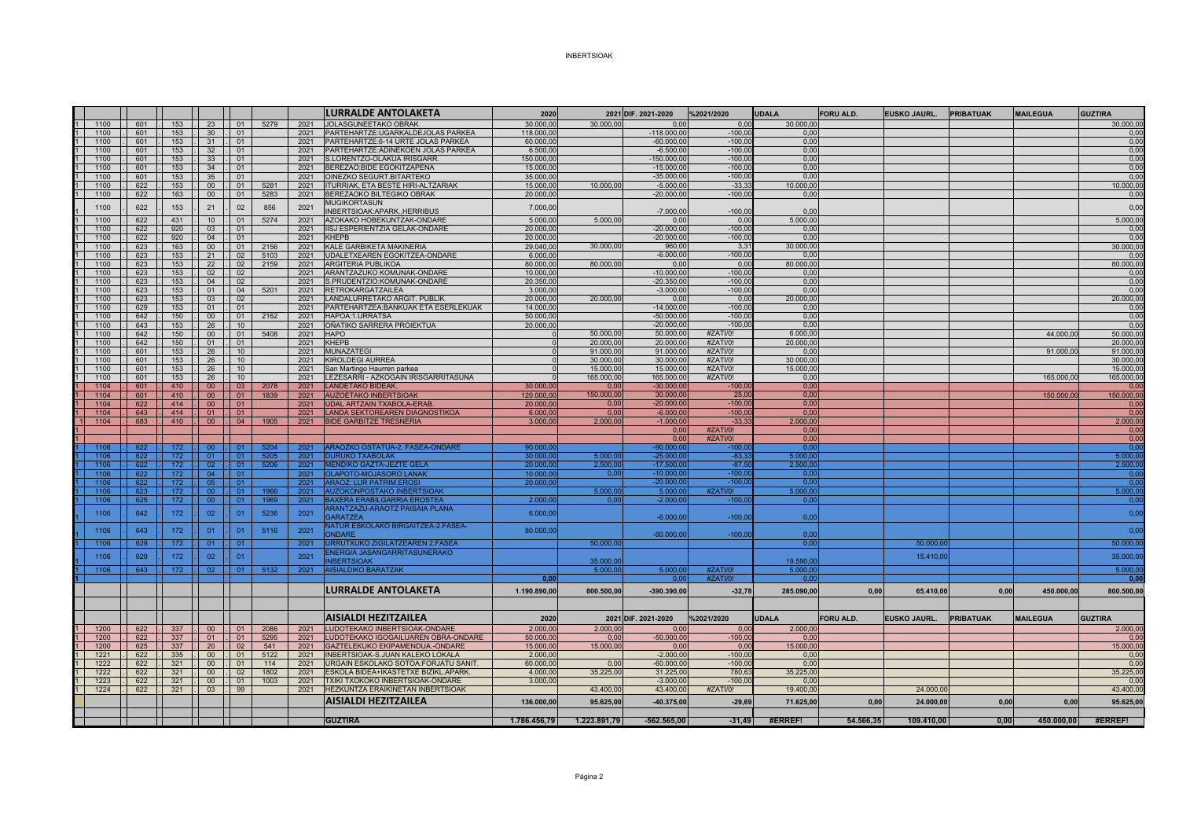| | | | | | | | | LURRALDE ANTOLAKETA | 2020 | 2021 | DIF. 2021-2020 | %2021/2020 | UDALA | FORU ALD. | EUSKO JAURL. | PRIBATUAK | MAILEGUA | GUZTIRA |
|---|---|---|---|---|---|---|---|---|---|---|---|---|---|---|---|---|---|---|
| 1 | 1100 | 601 | 153 | 23 | 01 | 5279 | 2021 | JOLASGUNEETAKO OBRAK | 30.000,00 | 30.000,00 | 0,00 | 0,00 | 30.000,00 | | | | | 30.000,00 |
| 1 | 1100 | 601 | 153 | 30 | 01 | | 2021 | PARTEHARTZE:UGARKALDEJOLAS PARKEA | 118.000,00 | | -118.000,00 | -100,00 | 0,00 | | | | | 0,00 |
| 1 | 1100 | 601 | 153 | 31 | 01 | | 2021 | PARTEHARTZE:6-14 URTE JOLAS PARKEA | 60.000,00 | | -60.000,00 | -100,00 | 0,00 | | | | | 0,00 |
| 1 | 1100 | 601 | 153 | 32 | 01 | | 2021 | PARTEHARTZE:ADINEKOEN JOLAS PARKEA | 6.500,00 | | -6.500,00 | -100,00 | 0,00 | | | | | 0,00 |
| 1 | 1100 | 601 | 153 | 33 | 01 | | 2021 | S.LORENTZO-OLAKUA IRISGARR. | 150.000,00 | | -150.000,00 | -100,00 | 0,00 | | | | | 0,00 |
| 1 | 1100 | 601 | 153 | 34 | 01 | | 2021 | BEREZAO:BIDE EGOKITZAPENA | 15.000,00 | | -15.000,00 | -100,00 | 0,00 | | | | | 0,00 |
| 1 | 1100 | 601 | 153 | 35 | 01 | | 2021 | OINEZKO SEGURT.BITARTEKO | 35.000,00 | | -35.000,00 | -100,00 | 0,00 | | | | | 0,00 |
| 1 | 1100 | 622 | 153 | 00 | 01 | 5281 | 2021 | ITURRIAK ETA BESTE HIRI-ALTZARIAK | 15.000,00 | 10.000,00 | -5.000,00 | -33,33 | 10.000,00 | | | | | 10.000,00 |
| 1 | 1100 | 622 | 163 | 00 | 01 | 5283 | 2021 | BEREZAOKO BILTEGIKO OBRAK | 20.000,00 | | -20.000,00 | -100,00 | 0,00 | | | | | 0,00 |
| 1 | 1100 | 622 | 153 | 21 | 02 | 856 | 2021 | MUGIKORTASUN INBERTSIOAK:APARK.,HERRIBUS | 7.000,00 | | -7.000,00 | -100,00 | 0,00 | | | | | 0,00 |
| 1 | 1100 | 622 | 431 | 10 | 01 | 5274 | 2021 | AZOKAKO HOBEKUNTZAK-ONDARE | 5.000,00 | 5.000,00 | 0,00 | 0,00 | 5.000,00 | | | | | 5.000,00 |
| 1 | 1100 | 622 | 920 | 03 | 01 | | 2021 | IISJ ESPERIENTZIA GELAK-ONDARE | 20.000,00 | | -20.000,00 | -100,00 | 0,00 | | | | | 0,00 |
| 1 | 1100 | 622 | 920 | 04 | 01 | | 2021 | KHEPB | 20.000,00 | | -20.000,00 | -100,00 | 0,00 | | | | | 0,00 |
| 1 | 1100 | 623 | 163 | 00 | 01 | 2156 | 2021 | KALE GARBIKETA MAKINERIA | 29.040,00 | 30.000,00 | 960,00 | 3,31 | 30.000,00 | | | | | 30.000,00 |
| 1 | 1100 | 623 | 153 | 21 | 02 | 5103 | 2021 | UDALETXEAREN EGOKITZEA-ONDARE | 6.000,00 | | -6.000,00 | -100,00 | 0,00 | | | | | 0,00 |
| 1 | 1100 | 623 | 153 | 22 | 02 | 2159 | 2021 | ARGITERIA PUBLIKOA | 80.000,00 | 80.000,00 | 0,00 | 0,00 | 80.000,00 | | | | | 80.000,00 |
| 1 | 1100 | 623 | 153 | 02 | 02 | | 2021 | ARANTZAZUKO KOMUNAK-ONDARE | 10.000,00 | | -10.000,00 | -100,00 | 0,00 | | | | | 0,00 |
| 1 | 1100 | 623 | 153 | 04 | 02 | | 2021 | S.PRUDENTZIO:KOMUNAK-ONDARE | 20.350,00 | | -20.350,00 | -100,00 | 0,00 | | | | | 0,00 |
| 1 | 1100 | 623 | 153 | 01 | 04 | 5201 | 2021 | RETROKARGATZAILEA | 3.000,00 | | -3.000,00 | -100,00 | 0,00 | | | | | 0,00 |
| 1 | 1100 | 623 | 153 | 03 | 02 | | 2021 | LANDALURRETAKO ARGIT. PUBLIK. | 20.000,00 | 20.000,00 | 0,00 | 0,00 | 20.000,00 | | | | | 20.000,00 |
| 1 | 1100 | 629 | 153 | 01 | 01 | | 2021 | PARTEHARTZEA:BANKUAK ETA ESERLEKUAK | 14.000,00 | | -14.000,00 | -100,00 | 0,00 | | | | | 0,00 |
| 1 | 1100 | 642 | 150 | 00 | 01 | 2162 | 2021 | HAPOA:1.URRATSA | 50.000,00 | | -50.000,00 | -100,00 | 0,00 | | | | | 0,00 |
| 1 | 1100 | 643 | 153 | 26 | 10 | | 2021 | OÑATIKO SARRERA PROIEKTUA | 20.000,00 | | -20.000,00 | -100,00 | 0,00 | | | | | 0,00 |
| 1 | 1100 | 642 | 150 | 00 | 01 | 5408 | 2021 | HAPO | 0 | 50.000,00 | 50.000,00 | #ZATI/0! | 6.000,00 | | | | 44.000,00 | 50.000,00 |
| 1 | 1100 | 642 | 150 | 01 | 01 | | 2021 | KHEPB | 0 | 20.000,00 | 20.000,00 | #ZATI/0! | 20.000,00 | | | | | 20.000,00 |
| 1 | 1100 | 601 | 153 | 26 | 10 | | 2021 | MUNAZATEGI | 0 | 91.000,00 | 91.000,00 | #ZATI/0! | 0,00 | | | | 91.000,00 | 91.000,00 |
| 1 | 1100 | 601 | 153 | 26 | 10 | | 2021 | KIROLDEGI AURREA | 0 | 30.000,00 | 30.000,00 | #ZATI/0! | 30.000,00 | | | | | 30.000,00 |
| 1 | 1100 | 601 | 153 | 26 | 10 | | 2021 | San Martingo Haurren parkea | 0 | 15.000,00 | 15.000,00 | #ZATI/0! | 15.000,00 | | | | | 15.000,00 |
| 1 | 1100 | 601 | 153 | 26 | 10 | | 2021 | LEZESARRI - AZKOGAIN IRISGARRITASUNA | 0 | 165.000,00 | 165.000,00 | #ZATI/0! | 0,00 | | | | 165.000,00 | 165.000,00 |
| 1 | 1104 | 601 | 410 | 00 | 03 | 2078 | 2021 | LANDETAKO BIDEAK | 30.000,00 | 0,00 | -30.000,00 | -100,00 | 0,00 | | | | | 0,00 |
| 1 | 1104 | 601 | 410 | 00 | 01 | 1839 | 2021 | AUZOETAKO INBERTSIOAK | 120.000,00 | 150.000,00 | 30.000,00 | 25,00 | 0,00 | | | | 150.000,00 | 150.000,00 |
| 1 | 1104 | 622 | 414 | 00 | 01 | | 2021 | UDAL ARTZAIN TXABOLA-ERAB. | 20.000,00 | 0,00 | -20.000,00 | -100,00 | 0,00 | | | | | 0,00 |
| 1 | 1104 | 643 | 414 | 01 | 01 | | 2021 | LANDA SEKTOREAREN DIAGNOSTIKOA | 6.000,00 | 0,00 | -6.000,00 | -100,00 | 0,00 | | | | | 0,00 |
| 1 | 1104 | 683 | 410 | 00 | 04 | 1905 | 2021 | BIDE GARBITZE TRESNERIA | 3.000,00 | 2.000,00 | -1.000,00 | -33,33 | 2.000,00 | | | | | 2.000,00 |
| 1 | | | | | | | | | | | 0,00 | #ZATI/0! | 0,00 | | | | | 0,00 |
| 1 | | | | | | | | | | | 0,00 | #ZATI/0! | 0,00 | | | | | 0,00 |
| 1 | 1106 | 622 | 172 | 00 | 01 | 5204 | 2021 | ARAOZKO OSTATUA-2. FASEA-ONDARE | 90.000,00 | | -90.000,00 | -100,00 | 0,00 | | | | | 0,00 |
| 1 | 1106 | 622 | 172 | 01 | 01 | 5205 | 2021 | DURUKO TXABOLAK | 30.000,00 | 5.000,00 | -25.000,00 | -83,33 | 5.000,00 | | | | | 5.000,00 |
| 1 | 1106 | 622 | 172 | 02 | 01 | 5206 | 2021 | MENDIKO GAZTA-JEZTE GELA | 20.000,00 | 2.500,00 | -17.500,00 | -87,50 | 2.500,00 | | | | | 2.500,00 |
| 1 | 1106 | 622 | 172 | 04 | 01 | | 2021 | OLAPOTO-MOJASORO LANAK | 10.000,00 | 0,00 | -10.000,00 | -100,00 | 0,00 | | | | | 0,00 |
| 1 | 1106 | 622 | 172 | 05 | 01 | | 2021 | ARAOZ: LUR PATRIM.EROSI | 20.000,00 | | -20.000,00 | -100,00 | 0,00 | | | | | 0,00 |
| 1 | 1106 | 623 | 172 | 00 | 01 | 1966 | 2021 | AUZOKONPOSTAKO INBERTSIOAK | | 5.000,00 | 5.000,00 | #ZATI/0! | 5.000,00 | | | | | 5.000,00 |
| 1 | 1106 | 625 | 172 | 00 | 01 | 1969 | 2021 | BAXERA ERABILGARRIA EROSTEA | 2.000,00 | 0,00 | -2.000,00 | -100,00 | 0,00 | | | | | 0,00 |
| 1 | 1106 | 642 | 172 | 02 | 01 | 5236 | 2021 | ARANTZAZU-ARAOTZ PAISAIA PLANA GARATZEA | 6.000,00 | | -6.000,00 | -100,00 | 0,00 | | | | | 0,00 |
| 1 | 1106 | 643 | 172 | 01 | 01 | 5116 | 2021 | NATUR ESKOLAKO BIRGAITZEA-2.FASEA-ONDARE | 80.000,00 | | -80.000,00 | -100,00 | 0,00 | | | | | 0,00 |
| 1 | 1106 | 629 | 172 | 01 | 01 | | 2021 | URRUTXUKO ZIGILATZEAREN 2.FASEA | | 50.000,00 | | | 0,00 | | 50.000,00 | | | 50.000,00 |
| 1 | 1106 | 629 | 172 | 02 | 01 | | 2021 | ENERGIA JASANGARRITASUNERAKO INBERTSIOAK | | 35.000,00 | | | 19.590,00 | | 15.410,00 | | | 35.000,00 |
| 1 | 1106 | 643 | 172 | 02 | 01 | 5132 | 2021 | AISIALDIKO BARATZAK | | 5.000,00 | 5.000,00 | #ZATI/0! | 5.000,00 | | | | | 5.000,00 |
| 1 | | | | | | | | | 0,00 | | 0,00 | #ZATI/0! | 0,00 | | | | | 0,00 |
| | | | | | | | | **LURRALDE ANTOLAKETA** | **1.190.890,00** | **800.500,00** | **-390.390,00** | **-32,78** | **285.090,00** | **0,00** | **65.410,00** | **0,00** | **450.000,00** | **800.500,00** |
| | | | | | | | | | | | | | | | | | | |
| | | | | | | | | **AISIALDI HEZITZAILEA** | **2020** | **2021** | **DIF. 2021-2020** | **%2021/2020** | **UDALA** | **FORU ALD.** | **EUSKO JAURL.** | **PRIBATUAK** | **MAILEGUA** | **GUZTIRA** |
| 1 | 1200 | 622 | 337 | 00 | 01 | 2086 | 2021 | LUDOTEKAKO INBERTSIOAK-ONDARE | 2.000,00 | 2.000,00 | 0,00 | 0,00 | 2.000,00 | | | | | 2.000,00 |
| 1 | 1200 | 622 | 337 | 01 | 01 | 5295 | 2021 | LUDOTEKAKO IGOGAILUAREN OBRA-ONDARE | 50.000,00 | 0,00 | -50.000,00 | -100,00 | 0,00 | | | | | 0,00 |
| 1 | 1200 | 625 | 337 | 20 | 02 | 541 | 2021 | GAZTELEKUKO EKIPAMENDUA.-ONDARE | 15.000,00 | 15.000,00 | 0,00 | 0,00 | 15.000,00 | | | | | 15.000,00 |
| 1 | 1221 | 622 | 335 | 00 | 01 | 5122 | 2021 | INBERTSIOAK-S.JUAN KALEKO LOKALA | 2.000,00 | | -2.000,00 | -100,00 | 0,00 | | | | | 0,00 |
| 1 | 1222 | 622 | 321 | 00 | 01 | 114 | 2021 | URGAIN ESKOLAKO SOTOA:FORJATU SANIT. | 60.000,00 | 0,00 | -60.000,00 | -100,00 | 0,00 | | | | | 0,00 |
| 1 | 1222 | 622 | 321 | 00 | 02 | 1802 | 2021 | ESKOLA BIDEA+IKASTETXE BIZIKL.APARK. | 4.000,00 | 35.225,00 | 31.225,00 | 780,63 | 35.225,00 | | | | | 35.225,00 |
| 1 | 1223 | 622 | 321 | 00 | 01 | 1003 | 2021 | TXIKI TXOKOKO INBERTSIOAK-ONDARE | 3.000,00 | | -3.000,00 | -100,00 | 0,00 | | | | | 0,00 |
| 1 | 1224 | 622 | 321 | 03 | 99 | | 2021 | HEZKUNTZA ERAIKINETAN INBERTSIOAK | | 43.400,00 | 43.400,00 | #ZATI/0! | 19.400,00 | | 24.000,00 | | | 43.400,00 |
| | | | | | | | | **AISIALDI HEZITZAILEA** | **136.000,00** | **95.625,00** | **-40.375,00** | **-29,69** | **71.625,00** | **0,00** | **24.000,00** | **0,00** | **0,00** | **95.625,00** |
| | | | | | | | | | | | | | | | | | | |
| | | | | | | | | **GUZTIRA** | **1.786.456,79** | **1.223.891,79** | **-562.565,00** | **-31,49** | **#ERREF!** | **54.566,35** | **109.410,00** | **0,00** | **450.000,00** | **#ERREF!** |